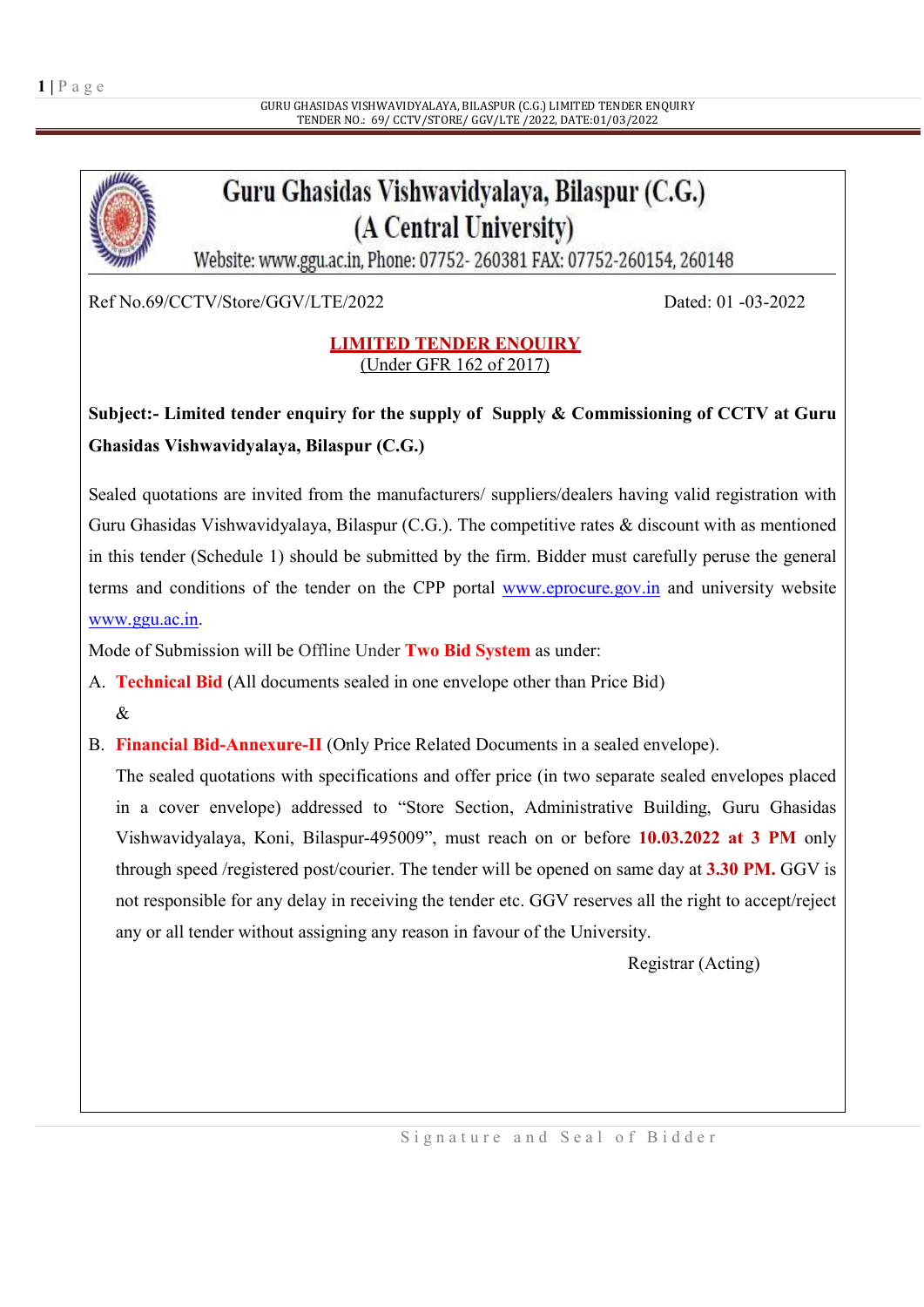# Guru Ghasidas Vishwavidyalaya, Bilaspur (C.G.)
## (A Central University)

Website: www.ggu.ac.in, Phone: 07752- 260381 FAX: 07752-260154, 260148

Ref No.69/CCTV/Store/GGV/LTE/2022 Dated: 01 -03-2022

**LIMITED TENDER ENQUIRY**
(Under GFR 162 of 2017)

**Subject:- Limited tender enquiry for the supply of Supply & Commissioning of CCTV at Guru Ghasidas Vishwavidyalaya, Bilaspur (C.G.)**

Sealed quotations are invited from the manufacturers/ suppliers/dealers having valid registration with Guru Ghasidas Vishwavidyalaya, Bilaspur (C.G.). The competitive rates & discount with as mentioned in this tender (Schedule 1) should be submitted by the firm. Bidder must carefully peruse the general terms and conditions of the tender on the CPP portal www.eprocure.gov.in and university website www.ggu.ac.in.

Mode of Submission will be Offline Under **Two Bid System** as under:

A. **Technical Bid** (All documents sealed in one envelope other than Price Bid)
&

B. **Financial Bid-Annexure-II** (Only Price Related Documents in a sealed envelope).
The sealed quotations with specifications and offer price (in two separate sealed envelopes placed in a cover envelope) addressed to "Store Section, Administrative Building, Guru Ghasidas Vishwavidyalaya, Koni, Bilaspur-495009", must reach on or before **10.03.2022 at 3 PM** only through speed /registered post/courier. The tender will be opened on same day at **3.30 PM.** GGV is not responsible for any delay in receiving the tender etc. GGV reserves all the right to accept/reject any or all tender without assigning any reason in favour of the University.

Registrar (Acting)

Signature and Seal of Bidder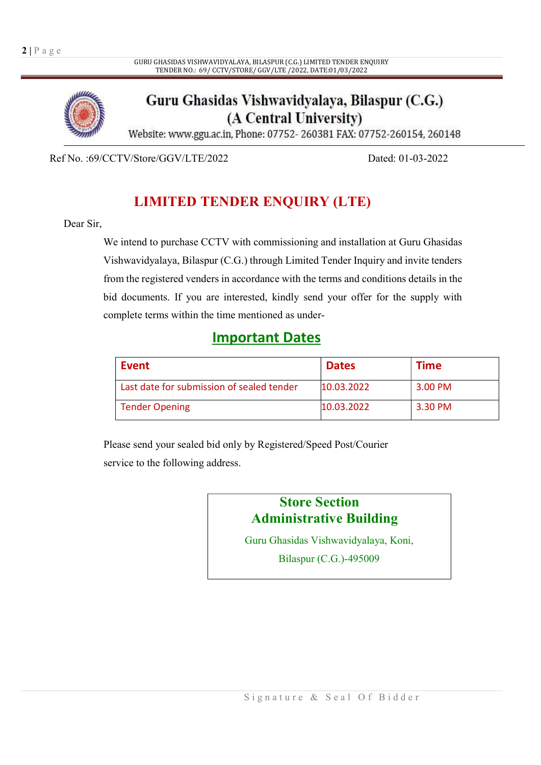# Guru Ghasidas Vishwavidyalaya, Bilaspur (C.G.)
## (A Central University)

Website: www.ggu.ac.in, Phone: 07752- 260381 FAX: 07752-260154, 260148

Ref No. :69/CCTV/Store/GGV/LTE/2022 Dated: 01-03-2022

## LIMITED TENDER ENQUIRY (LTE)

Dear Sir,

We intend to purchase CCTV with commissioning and installation at Guru Ghasidas Vishwavidyalaya, Bilaspur (C.G.) through Limited Tender Inquiry and invite tenders from the registered venders in accordance with the terms and conditions details in the bid documents. If you are interested, kindly send your offer for the supply with complete terms within the time mentioned as under-

### Important Dates

| Event | Dates | Time |
|---|---|---|
| Last date for submission of sealed tender | 10.03.2022 | 3.00 PM |
| Tender Opening | 10.03.2022 | 3.30 PM |

Please send your sealed bid only by Registered/Speed Post/Courier service to the following address.

**Store Section**
**Administrative Building**
Guru Ghasidas Vishwavidyalaya, Koni,
Bilaspur (C.G.)-495009

Signature & Seal Of Bidder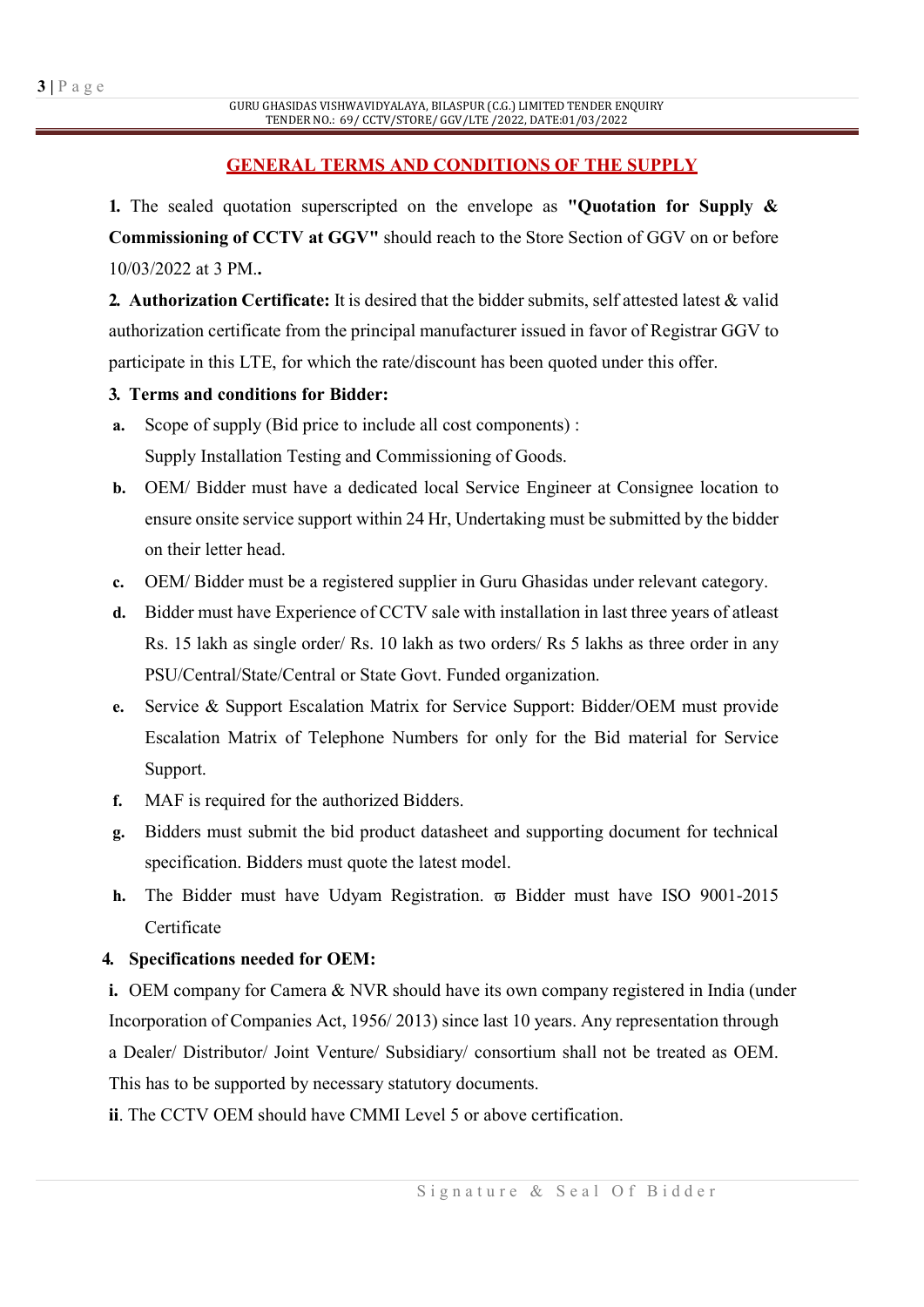## GENERAL TERMS AND CONDITIONS OF THE SUPPLY

**1.** The sealed quotation superscripted on the envelope as **"Quotation for Supply & Commissioning of CCTV at GGV"** should reach to the Store Section of GGV on or before 10/03/2022 at 3 PM**..**

**2. Authorization Certificate:** It is desired that the bidder submits, self attested latest & valid authorization certificate from the principal manufacturer issued in favor of Registrar GGV to participate in this LTE, for which the rate/discount has been quoted under this offer.

**3. Terms and conditions for Bidder:**

**a.** Scope of supply (Bid price to include all cost components) :
Supply Installation Testing and Commissioning of Goods.

**b.** OEM/ Bidder must have a dedicated local Service Engineer at Consignee location to ensure onsite service support within 24 Hr, Undertaking must be submitted by the bidder on their letter head.

**c.** OEM/ Bidder must be a registered supplier in Guru Ghasidas under relevant category.

**d.** Bidder must have Experience of CCTV sale with installation in last three years of atleast Rs. 15 lakh as single order/ Rs. 10 lakh as two orders/ Rs 5 lakhs as three order in any PSU/Central/State/Central or State Govt. Funded organization.

**e.** Service & Support Escalation Matrix for Service Support: Bidder/OEM must provide Escalation Matrix of Telephone Numbers for only for the Bid material for Service Support.

**f.** MAF is required for the authorized Bidders.

**g.** Bidders must submit the bid product datasheet and supporting document for technical specification. Bidders must quote the latest model.

**h.** The Bidder must have Udyam Registration. ϖ Bidder must have ISO 9001-2015 Certificate

**4. Specifications needed for OEM:**

**i.** OEM company for Camera & NVR should have its own company registered in India (under Incorporation of Companies Act, 1956/ 2013) since last 10 years. Any representation through a Dealer/ Distributor/ Joint Venture/ Subsidiary/ consortium shall not be treated as OEM. This has to be supported by necessary statutory documents.

**ii**. The CCTV OEM should have CMMI Level 5 or above certification.

Signature & Seal Of Bidder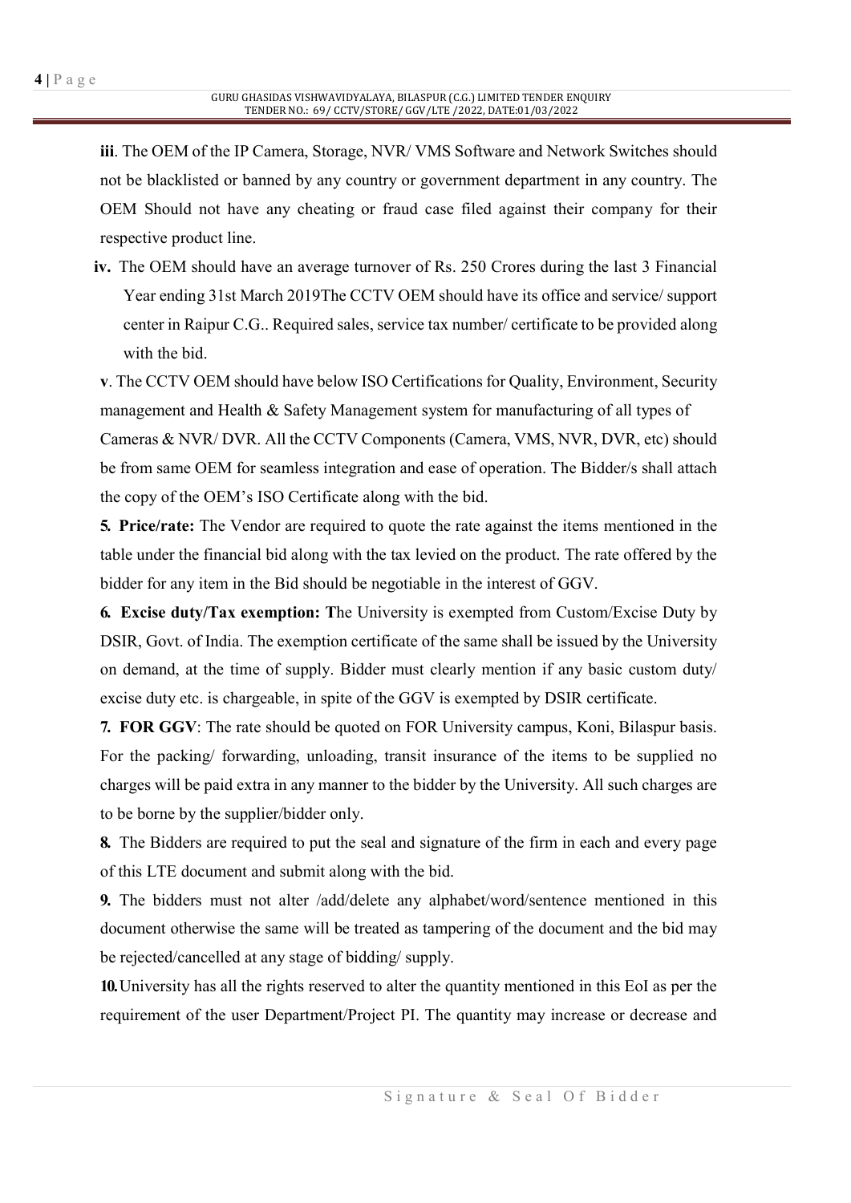**iii**. The OEM of the IP Camera, Storage, NVR/ VMS Software and Network Switches should not be blacklisted or banned by any country or government department in any country. The OEM Should not have any cheating or fraud case filed against their company for their respective product line.

**iv.** The OEM should have an average turnover of Rs. 250 Crores during the last 3 Financial Year ending 31st March 2019The CCTV OEM should have its office and service/ support center in Raipur C.G.. Required sales, service tax number/ certificate to be provided along with the bid.

**v**. The CCTV OEM should have below ISO Certifications for Quality, Environment, Security management and Health & Safety Management system for manufacturing of all types of Cameras & NVR/ DVR. All the CCTV Components (Camera, VMS, NVR, DVR, etc) should be from same OEM for seamless integration and ease of operation. The Bidder/s shall attach the copy of the OEM's ISO Certificate along with the bid.

**5. Price/rate:** The Vendor are required to quote the rate against the items mentioned in the table under the financial bid along with the tax levied on the product. The rate offered by the bidder for any item in the Bid should be negotiable in the interest of GGV.

**6. Excise duty/Tax exemption: T**he University is exempted from Custom/Excise Duty by DSIR, Govt. of India. The exemption certificate of the same shall be issued by the University on demand, at the time of supply. Bidder must clearly mention if any basic custom duty/ excise duty etc. is chargeable, in spite of the GGV is exempted by DSIR certificate.

**7. FOR GGV**: The rate should be quoted on FOR University campus, Koni, Bilaspur basis. For the packing/ forwarding, unloading, transit insurance of the items to be supplied no charges will be paid extra in any manner to the bidder by the University. All such charges are to be borne by the supplier/bidder only.

**8.** The Bidders are required to put the seal and signature of the firm in each and every page of this LTE document and submit along with the bid.

**9.** The bidders must not alter /add/delete any alphabet/word/sentence mentioned in this document otherwise the same will be treated as tampering of the document and the bid may be rejected/cancelled at any stage of bidding/ supply.

**10.** University has all the rights reserved to alter the quantity mentioned in this EoI as per the requirement of the user Department/Project PI. The quantity may increase or decrease and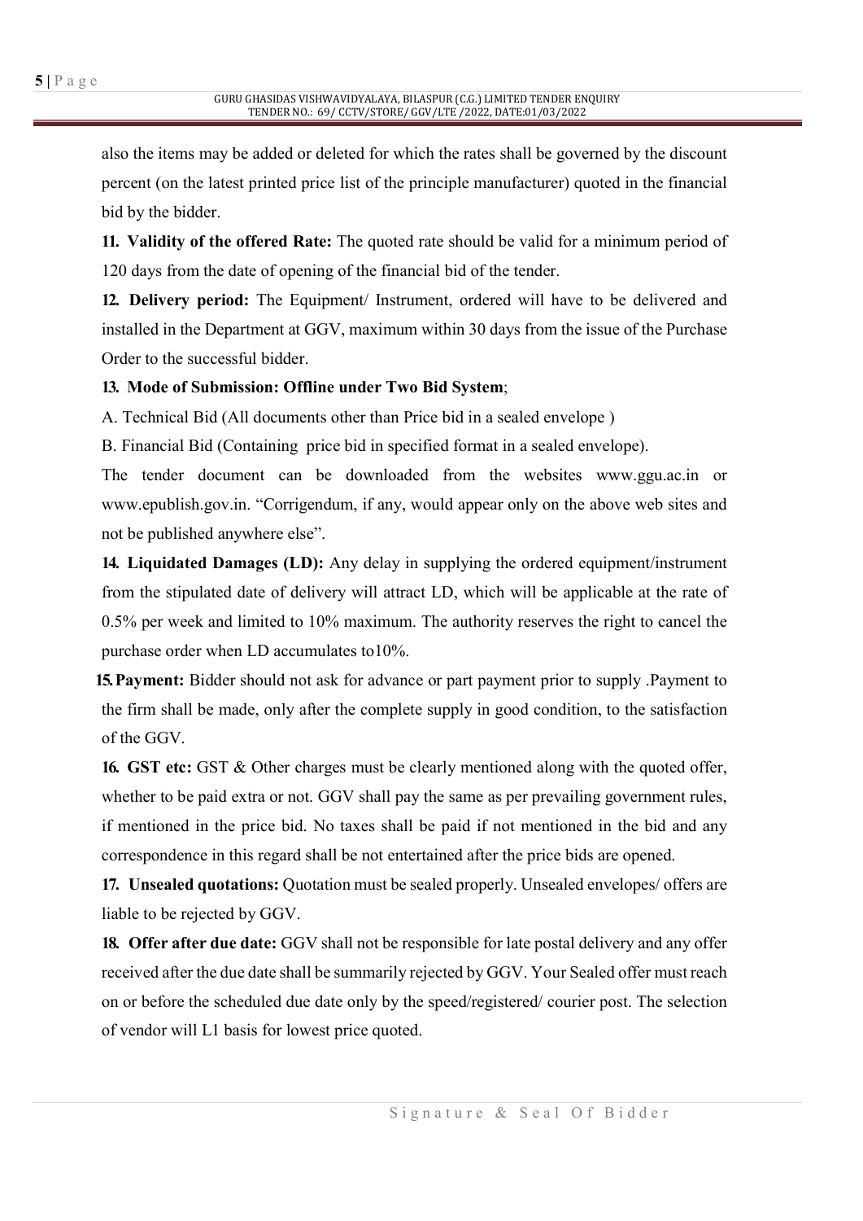also the items may be added or deleted for which the rates shall be governed by the discount percent (on the latest printed price list of the principle manufacturer) quoted in the financial bid by the bidder.

**11. Validity of the offered Rate:** The quoted rate should be valid for a minimum period of 120 days from the date of opening of the financial bid of the tender.

**12. Delivery period:** The Equipment/ Instrument, ordered will have to be delivered and installed in the Department at GGV, maximum within 30 days from the issue of the Purchase Order to the successful bidder.

**13. Mode of Submission: Offline under Two Bid System**;

A. Technical Bid (All documents other than Price bid in a sealed envelope )

B. Financial Bid (Containing price bid in specified format in a sealed envelope).

The tender document can be downloaded from the websites www.ggu.ac.in or www.epublish.gov.in. "Corrigendum, if any, would appear only on the above web sites and not be published anywhere else".

**14. Liquidated Damages (LD):** Any delay in supplying the ordered equipment/instrument from the stipulated date of delivery will attract LD, which will be applicable at the rate of 0.5% per week and limited to 10% maximum. The authority reserves the right to cancel the purchase order when LD accumulates to10%.

**15. Payment:** Bidder should not ask for advance or part payment prior to supply .Payment to the firm shall be made, only after the complete supply in good condition, to the satisfaction of the GGV.

**16. GST etc:** GST & Other charges must be clearly mentioned along with the quoted offer, whether to be paid extra or not. GGV shall pay the same as per prevailing government rules, if mentioned in the price bid. No taxes shall be paid if not mentioned in the bid and any correspondence in this regard shall be not entertained after the price bids are opened.

**17. Unsealed quotations:** Quotation must be sealed properly. Unsealed envelopes/ offers are liable to be rejected by GGV.

**18. Offer after due date:** GGV shall not be responsible for late postal delivery and any offer received after the due date shall be summarily rejected by GGV. Your Sealed offer must reach on or before the scheduled due date only by the speed/registered/ courier post. The selection of vendor will L1 basis for lowest price quoted.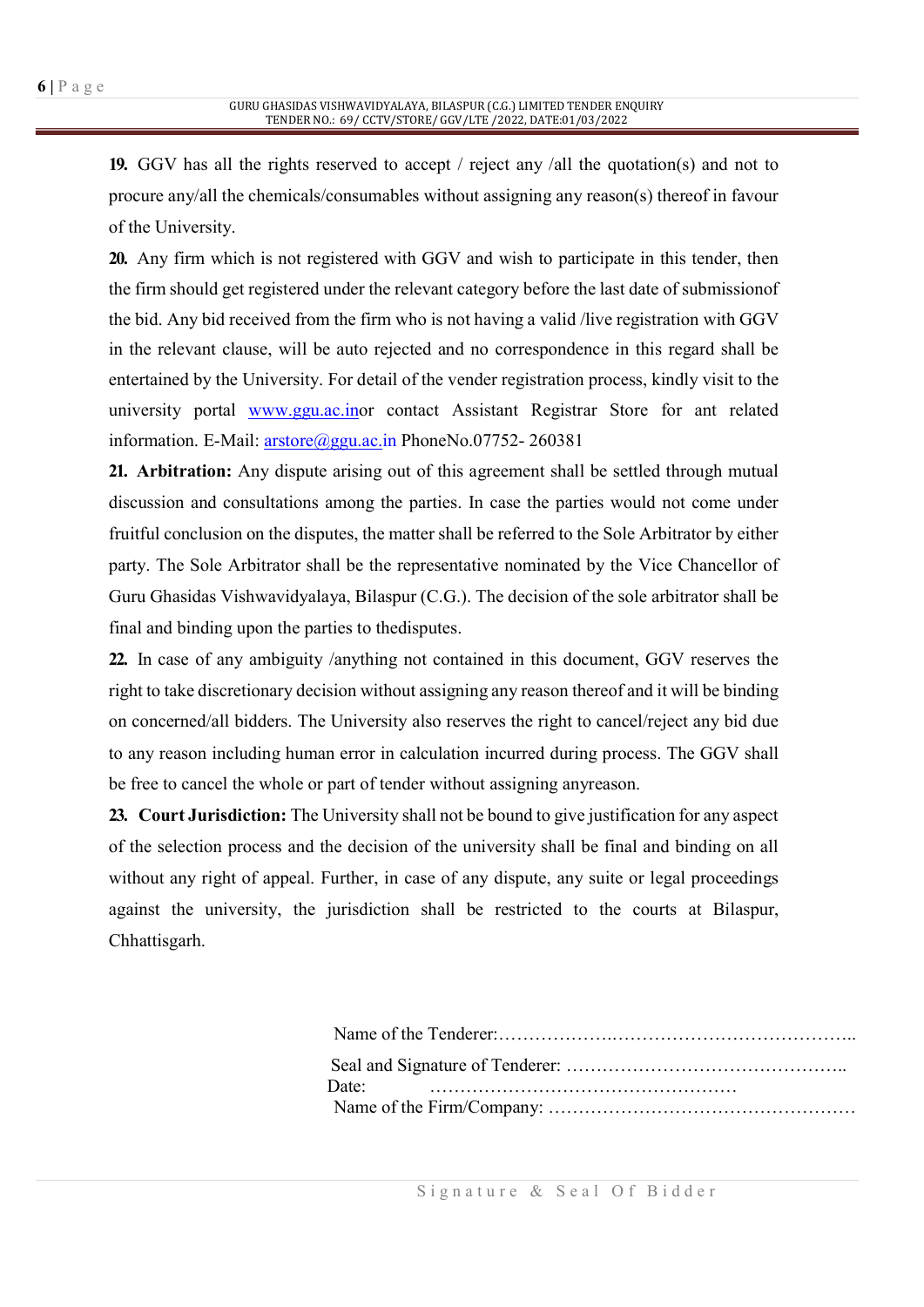**19.** GGV has all the rights reserved to accept / reject any /all the quotation(s) and not to procure any/all the chemicals/consumables without assigning any reason(s) thereof in favour of the University.

**20.** Any firm which is not registered with GGV and wish to participate in this tender, then the firm should get registered under the relevant category before the last date of submissionof the bid. Any bid received from the firm who is not having a valid /live registration with GGV in the relevant clause, will be auto rejected and no correspondence in this regard shall be entertained by the University. For detail of the vender registration process, kindly visit to the university portal www.ggu.ac.inor contact Assistant Registrar Store for ant related information. E-Mail: arstore@ggu.ac.in PhoneNo.07752- 260381

**21. Arbitration:** Any dispute arising out of this agreement shall be settled through mutual discussion and consultations among the parties. In case the parties would not come under fruitful conclusion on the disputes, the matter shall be referred to the Sole Arbitrator by either party. The Sole Arbitrator shall be the representative nominated by the Vice Chancellor of Guru Ghasidas Vishwavidyalaya, Bilaspur (C.G.). The decision of the sole arbitrator shall be final and binding upon the parties to thedisputes.

**22.** In case of any ambiguity /anything not contained in this document, GGV reserves the right to take discretionary decision without assigning any reason thereof and it will be binding on concerned/all bidders. The University also reserves the right to cancel/reject any bid due to any reason including human error in calculation incurred during process. The GGV shall be free to cancel the whole or part of tender without assigning anyreason.

**23. Court Jurisdiction:** The University shall not be bound to give justification for any aspect of the selection process and the decision of the university shall be final and binding on all without any right of appeal. Further, in case of any dispute, any suite or legal proceedings against the university, the jurisdiction shall be restricted to the courts at Bilaspur, Chhattisgarh.

Name of the Tenderer:……………….…………………………………..

Seal and Signature of Tenderer: ………………………………………..

Date: ……………………………………………

Name of the Firm/Company: ……………………………………………

Signature & Seal Of Bidder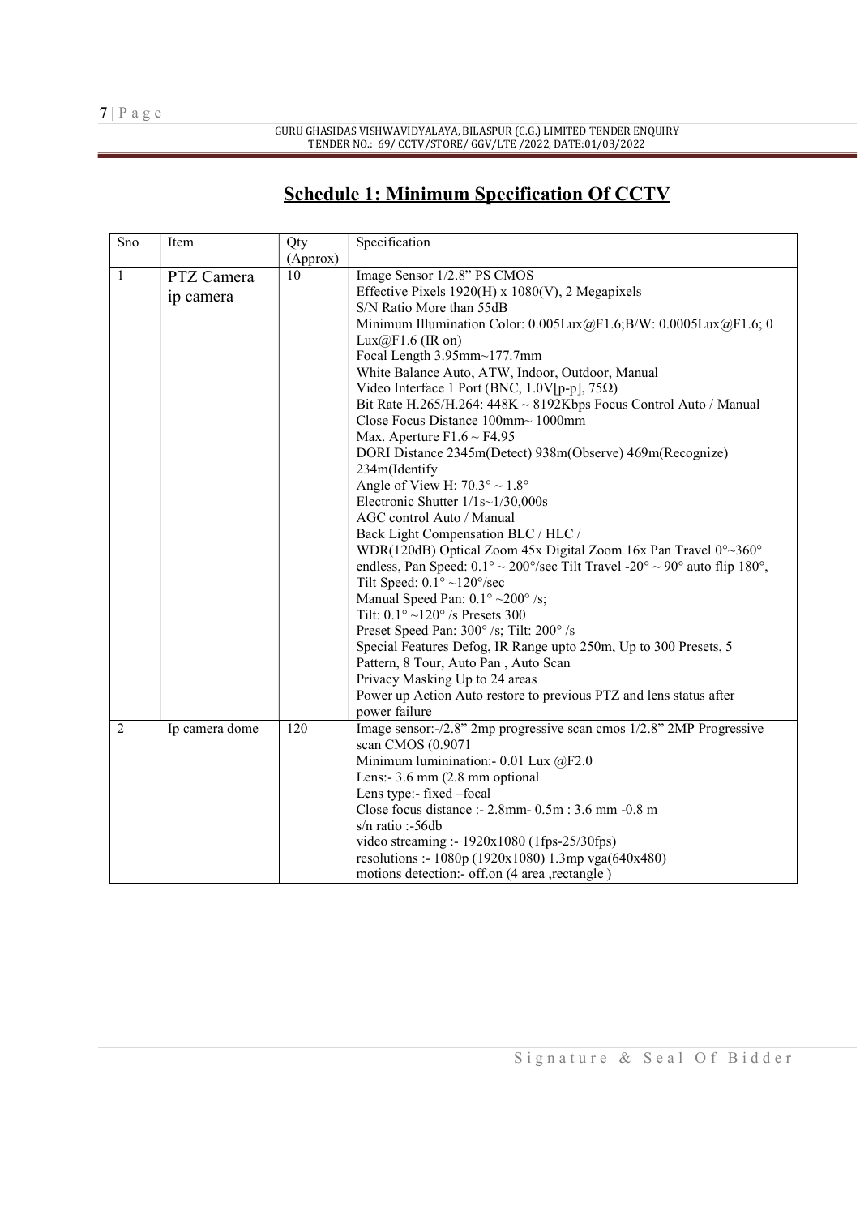## Schedule 1: Minimum Specification Of CCTV

| Sno | Item | Qty (Approx) | Specification |
|---|---|---|---|
| 1 | PTZ Camera ip camera | 10 | Image Sensor 1/2.8" PS CMOS<br>Effective Pixels 1920(H) x 1080(V), 2 Megapixels<br>S/N Ratio More than 55dB<br>Minimum Illumination Color: 0.005Lux@F1.6;B/W: 0.0005Lux@F1.6; 0 Lux@F1.6 (IR on)<br>Focal Length 3.95mm~177.7mm<br>White Balance Auto, ATW, Indoor, Outdoor, Manual<br>Video Interface 1 Port (BNC, 1.0V[p-p], 75Ω)<br>Bit Rate H.265/H.264: 448K ~ 8192Kbps Focus Control Auto / Manual<br>Close Focus Distance 100mm~ 1000mm<br>Max. Aperture F1.6 ~ F4.95<br>DORI Distance 2345m(Detect) 938m(Observe) 469m(Recognize) 234m(Identify<br>Angle of View H: 70.3° ~ 1.8°<br>Electronic Shutter 1/1s~1/30,000s<br>AGC control Auto / Manual<br>Back Light Compensation BLC / HLC /<br>WDR(120dB) Optical Zoom 45x Digital Zoom 16x Pan Travel 0°~360° endless, Pan Speed: 0.1° ~ 200°/sec Tilt Travel -20° ~ 90° auto flip 180°, Tilt Speed: 0.1° ~120°/sec<br>Manual Speed Pan: 0.1° ~200° /s;<br>Tilt: 0.1° ~120° /s Presets 300<br>Preset Speed Pan: 300° /s; Tilt: 200° /s<br>Special Features Defog, IR Range upto 250m, Up to 300 Presets, 5 Pattern, 8 Tour, Auto Pan , Auto Scan<br>Privacy Masking Up to 24 areas<br>Power up Action Auto restore to previous PTZ and lens status after power failure |
| 2 | Ip camera dome | 120 | Image sensor:-/2.8" 2mp progressive scan cmos 1/2.8" 2MP Progressive scan CMOS (0.9071<br>Minimum lumination:- 0.01 Lux @F2.0<br>Lens:- 3.6 mm (2.8 mm optional<br>Lens type:- fixed –focal<br>Close focus distance :- 2.8mm- 0.5m : 3.6 mm -0.8 m<br>s/n ratio :-56db<br>video streaming :- 1920x1080 (1fps-25/30fps)<br>resolutions :- 1080p (1920x1080) 1.3mp vga(640x480)<br>motions detection:- off.on (4 area ,rectangle ) |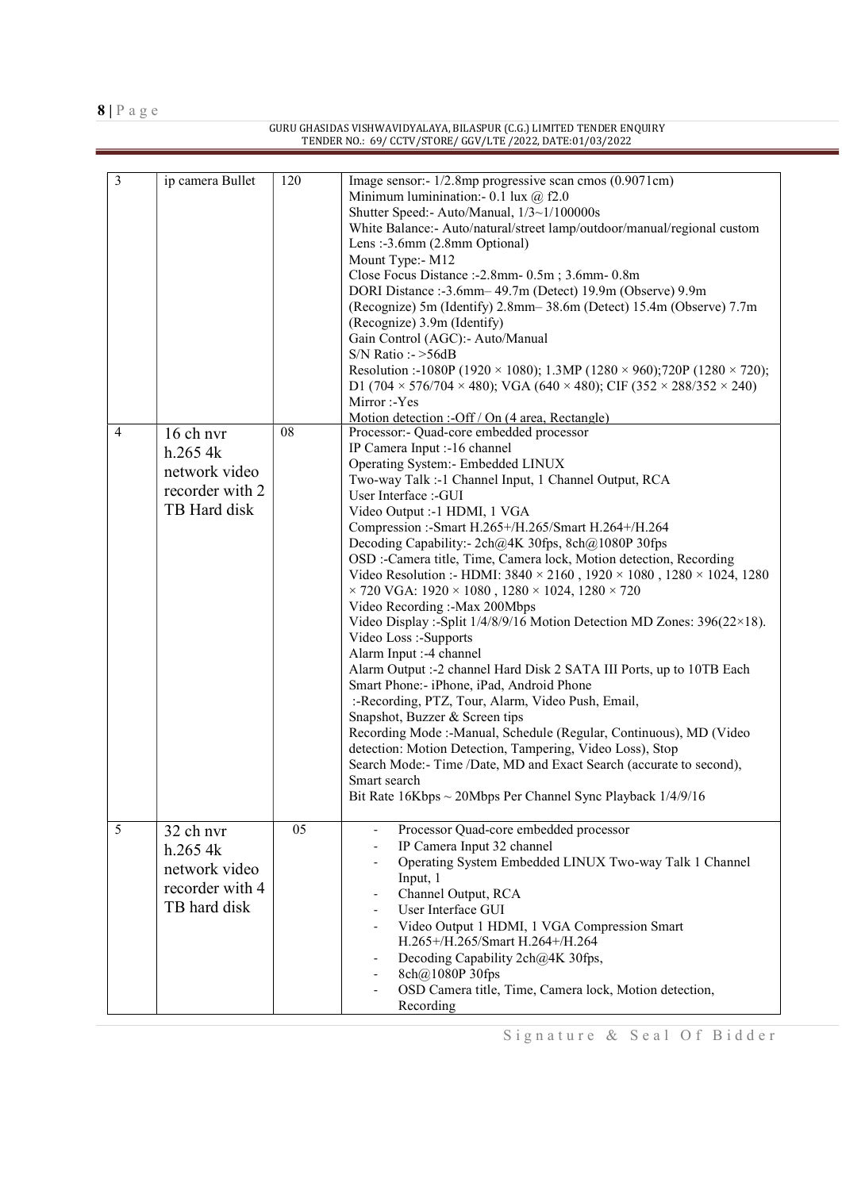| 3 | ip camera Bullet | 120 | Image sensor:- 1/2.8mp progressive scan cmos (0.9071cm)<br>Minimum luminination:- 0.1 lux @ f2.0<br>Shutter Speed:- Auto/Manual, 1/3~1/100000s<br>White Balance:- Auto/natural/street lamp/outdoor/manual/regional custom<br>Lens :-3.6mm (2.8mm Optional)<br>Mount Type:- M12<br>Close Focus Distance :-2.8mm- 0.5m ; 3.6mm- 0.8m<br>DORI Distance :-3.6mm– 49.7m (Detect) 19.9m (Observe) 9.9m (Recognize) 5m (Identify) 2.8mm– 38.6m (Detect) 15.4m (Observe) 7.7m (Recognize) 3.9m (Identify)<br>Gain Control (AGC):- Auto/Manual<br>S/N Ratio :- >56dB<br>Resolution :-1080P (1920 × 1080); 1.3MP (1280 × 960);720P (1280 × 720); D1 (704 × 576/704 × 480); VGA (640 × 480); CIF (352 × 288/352 × 240)<br>Mirror :-Yes<br>Motion detection :-Off / On (4 area, Rectangle) |
|---|---|---|---|
| 4 | 16 ch nvr h.265 4k network video recorder with 2 TB Hard disk | 08 | Processor:- Quad-core embedded processor<br>IP Camera Input :-16 channel<br>Operating System:- Embedded LINUX<br>Two-way Talk :-1 Channel Input, 1 Channel Output, RCA<br>User Interface :-GUI<br>Video Output :-1 HDMI, 1 VGA<br>Compression :-Smart H.265+/H.265/Smart H.264+/H.264<br>Decoding Capability:- 2ch@4K 30fps, 8ch@1080P 30fps<br>OSD :-Camera title, Time, Camera lock, Motion detection, Recording<br>Video Resolution :- HDMI: 3840 × 2160 , 1920 × 1080 , 1280 × 1024, 1280 × 720 VGA: 1920 × 1080 , 1280 × 1024, 1280 × 720<br>Video Recording :-Max 200Mbps<br>Video Display :-Split 1/4/8/9/16 Motion Detection MD Zones: 396(22×18).<br>Video Loss :-Supports<br>Alarm Input :-4 channel<br>Alarm Output :-2 channel Hard Disk 2 SATA III Ports, up to 10TB Each<br>Smart Phone:- iPhone, iPad, Android Phone<br>:-Recording, PTZ, Tour, Alarm, Video Push, Email, Snapshot, Buzzer & Screen tips<br>Recording Mode :-Manual, Schedule (Regular, Continuous), MD (Video detection: Motion Detection, Tampering, Video Loss), Stop<br>Search Mode:- Time /Date, MD and Exact Search (accurate to second), Smart search<br>Bit Rate 16Kbps ~ 20Mbps Per Channel Sync Playback 1/4/9/16 |
| 5 | 32 ch nvr h.265 4k network video recorder with 4 TB hard disk | 05 | - Processor Quad-core embedded processor<br>- IP Camera Input 32 channel<br>- Operating System Embedded LINUX Two-way Talk 1 Channel Input, 1<br>- Channel Output, RCA<br>- User Interface GUI<br>- Video Output 1 HDMI, 1 VGA Compression Smart H.265+/H.265/Smart H.264+/H.264<br>- Decoding Capability 2ch@4K 30fps,<br>- 8ch@1080P 30fps<br>- OSD Camera title, Time, Camera lock, Motion detection, Recording |

Signature & Seal Of Bidder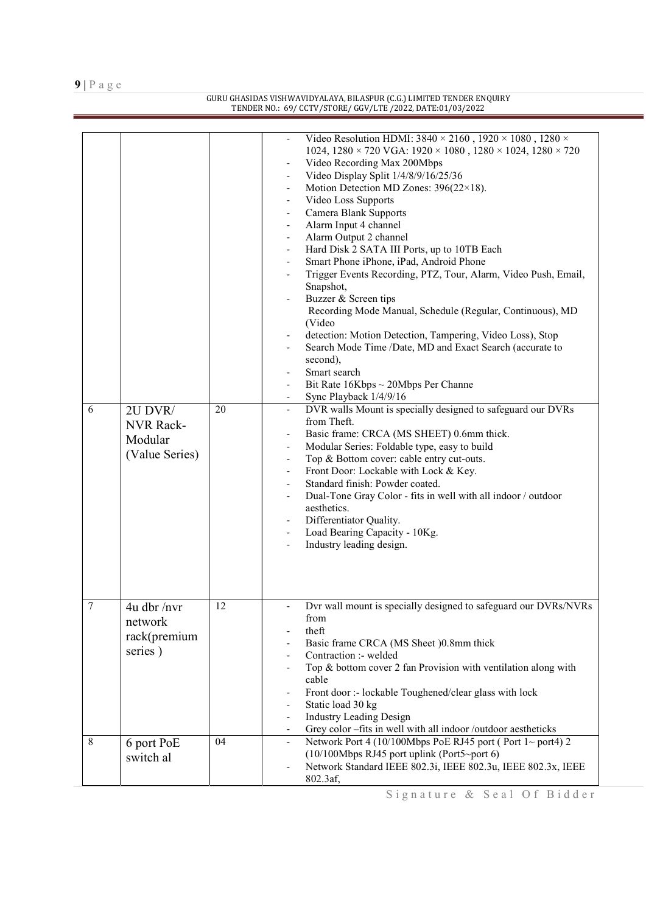| | | | |
|---|---|---|---|
| | | | - Video Resolution HDMI: 3840 × 2160 , 1920 × 1080 , 1280 × 1024, 1280 × 720 VGA: 1920 × 1080 , 1280 × 1024, 1280 × 720<br>- Video Recording Max 200Mbps<br>- Video Display Split 1/4/8/9/16/25/36<br>- Motion Detection MD Zones: 396(22×18).<br>- Video Loss Supports<br>- Camera Blank Supports<br>- Alarm Input 4 channel<br>- Alarm Output 2 channel<br>- Hard Disk 2 SATA III Ports, up to 10TB Each<br>- Smart Phone iPhone, iPad, Android Phone<br>- Trigger Events Recording, PTZ, Tour, Alarm, Video Push, Email, Snapshot,<br>- Buzzer & Screen tips<br>Recording Mode Manual, Schedule (Regular, Continuous), MD (Video<br>- detection: Motion Detection, Tampering, Video Loss), Stop<br>- Search Mode Time /Date, MD and Exact Search (accurate to second),<br>- Smart search<br>- Bit Rate 16Kbps ~ 20Mbps Per Channe<br>- Sync Playback 1/4/9/16 |
| 6 | 2U DVR/ NVR Rack-Modular (Value Series) | 20 | - DVR walls Mount is specially designed to safeguard our DVRs from Theft.<br>- Basic frame: CRCA (MS SHEET) 0.6mm thick.<br>- Modular Series: Foldable type, easy to build<br>- Top & Bottom cover: cable entry cut-outs.<br>- Front Door: Lockable with Lock & Key.<br>- Standard finish: Powder coated.<br>- Dual-Tone Gray Color - fits in well with all indoor / outdoor aesthetics.<br>- Differentiator Quality.<br>- Load Bearing Capacity - 10Kg.<br>- Industry leading design. |
| 7 | 4u dbr /nvr network rack(premium series ) | 12 | - Dvr wall mount is specially designed to safeguard our DVRs/NVRs from<br>- theft<br>- Basic frame CRCA (MS Sheet )0.8mm thick<br>- Contraction :- welded<br>- Top & bottom cover 2 fan Provision with ventilation along with cable<br>- Front door :- lockable Toughened/clear glass with lock<br>- Static load 30 kg<br>- Industry Leading Design<br>- Grey color –fits in well with all indoor /outdoor aestheticks |
| 8 | 6 port PoE switch al | 04 | - Network Port 4 (10/100Mbps PoE RJ45 port ( Port 1~ port4) 2 (10/100Mbps RJ45 port uplink (Port5~port 6)<br>- Network Standard IEEE 802.3i, IEEE 802.3u, IEEE 802.3x, IEEE 802.3af, |

Signature & Seal Of Bidder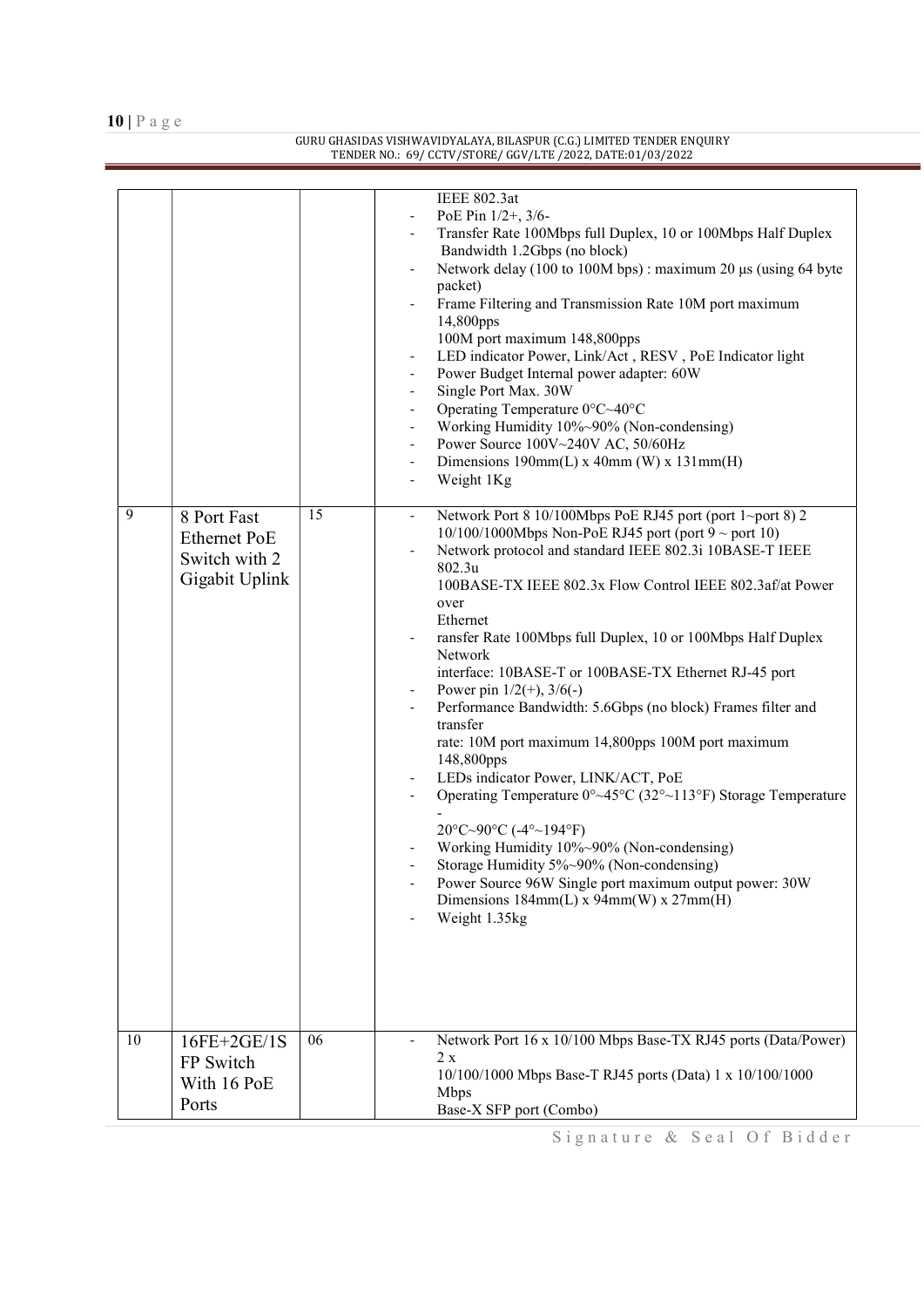| | | | |
|---|---|---|---|
| | | | IEEE 802.3at<br>- PoE Pin 1/2+, 3/6-<br>- Transfer Rate 100Mbps full Duplex, 10 or 100Mbps Half Duplex Bandwidth 1.2Gbps (no block)<br>- Network delay (100 to 100M bps) : maximum 20 µs (using 64 byte packet)<br>- Frame Filtering and Transmission Rate 10M port maximum 14,800pps<br>100M port maximum 148,800pps<br>- LED indicator Power, Link/Act , RESV , PoE Indicator light<br>- Power Budget Internal power adapter: 60W<br>- Single Port Max. 30W<br>- Operating Temperature 0°C~40°C<br>- Working Humidity 10%~90% (Non-condensing)<br>- Power Source 100V~240V AC, 50/60Hz<br>- Dimensions 190mm(L) x 40mm (W) x 131mm(H)<br>- Weight 1Kg |
| 9 | 8 Port Fast Ethernet PoE Switch with 2 Gigabit Uplink | 15 | - Network Port 8 10/100Mbps PoE RJ45 port (port 1~port 8) 2 10/100/1000Mbps Non-PoE RJ45 port (port 9 ~ port 10)<br>- Network protocol and standard IEEE 802.3i 10BASE-T IEEE 802.3u<br>100BASE-TX IEEE 802.3x Flow Control IEEE 802.3af/at Power over<br>Ethernet<br>- ransfer Rate 100Mbps full Duplex, 10 or 100Mbps Half Duplex Network<br>interface: 10BASE-T or 100BASE-TX Ethernet RJ-45 port<br>- Power pin 1/2(+), 3/6(-)<br>- Performance Bandwidth: 5.6Gbps (no block) Frames filter and transfer<br>rate: 10M port maximum 14,800pps 100M port maximum 148,800pps<br>- LEDs indicator Power, LINK/ACT, PoE<br>- Operating Temperature 0°~45°C (32°~113°F) Storage Temperature -<br>20°C~90°C (-4°~194°F)<br>- Working Humidity 10%~90% (Non-condensing)<br>- Storage Humidity 5%~90% (Non-condensing)<br>- Power Source 96W Single port maximum output power: 30W Dimensions 184mm(L) x 94mm(W) x 27mm(H)<br>- Weight 1.35kg |
| 10 | 16FE+2GE/1SFP Switch With 16 PoE Ports | 06 | - Network Port 16 x 10/100 Mbps Base-TX RJ45 ports (Data/Power) 2 x<br>10/100/1000 Mbps Base-T RJ45 ports (Data) 1 x 10/100/1000 Mbps<br>Base-X SFP port (Combo) |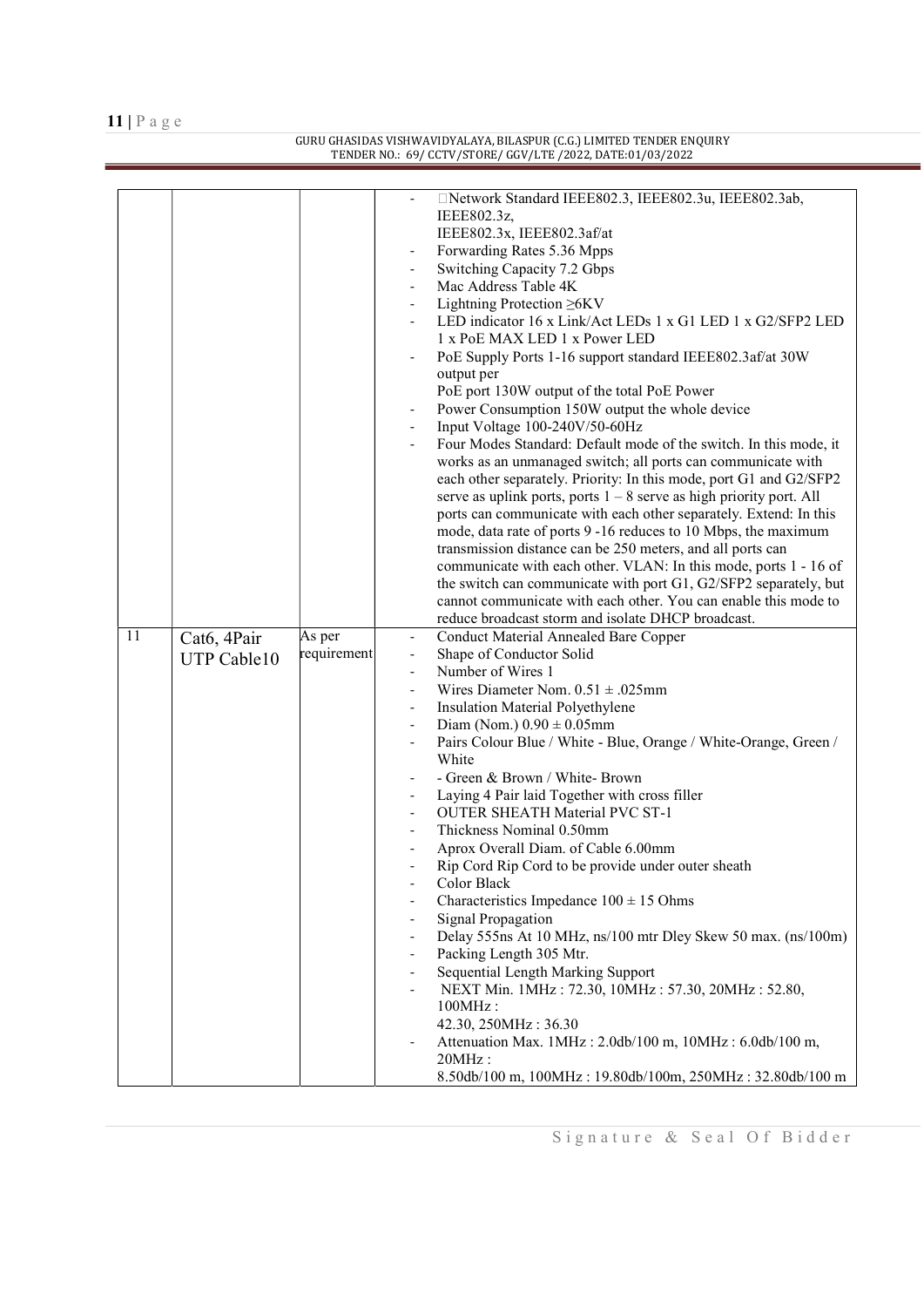| | | | |
|---|---|---|---|
| | | | - Network Standard IEEE802.3, IEEE802.3u, IEEE802.3ab, IEEE802.3z,<br>IEEE802.3x, IEEE802.3af/at<br>- Forwarding Rates 5.36 Mpps<br>- Switching Capacity 7.2 Gbps<br>- Mac Address Table 4K<br>- Lightning Protection ≥6KV<br>- LED indicator 16 x Link/Act LEDs 1 x G1 LED 1 x G2/SFP2 LED 1 x PoE MAX LED 1 x Power LED<br>- PoE Supply Ports 1-16 support standard IEEE802.3af/at 30W output per<br>PoE port 130W output of the total PoE Power<br>- Power Consumption 150W output the whole device<br>- Input Voltage 100-240V/50-60Hz<br>- Four Modes Standard: Default mode of the switch. In this mode, it works as an unmanaged switch; all ports can communicate with each other separately. Priority: In this mode, port G1 and G2/SFP2 serve as uplink ports, ports 1 – 8 serve as high priority port. All ports can communicate with each other separately. Extend: In this mode, data rate of ports 9 -16 reduces to 10 Mbps, the maximum transmission distance can be 250 meters, and all ports can communicate with each other. VLAN: In this mode, ports 1 - 16 of the switch can communicate with port G1, G2/SFP2 separately, but cannot communicate with each other. You can enable this mode to reduce broadcast storm and isolate DHCP broadcast. |
| 11 | Cat6, 4Pair UTP Cable10 | As per requirement | - Conduct Material Annealed Bare Copper<br>- Shape of Conductor Solid<br>- Number of Wires 1<br>- Wires Diameter Nom. 0.51 ± .025mm<br>- Insulation Material Polyethylene<br>- Diam (Nom.) 0.90 ± 0.05mm<br>- Pairs Colour Blue / White - Blue, Orange / White-Orange, Green / White<br>- - Green & Brown / White- Brown<br>- Laying 4 Pair laid Together with cross filler<br>- OUTER SHEATH Material PVC ST-1<br>- Thickness Nominal 0.50mm<br>- Aprox Overall Diam. of Cable 6.00mm<br>- Rip Cord Rip Cord to be provide under outer sheath<br>- Color Black<br>- Characteristics Impedance 100 ± 15 Ohms<br>- Signal Propagation<br>- Delay 555ns At 10 MHz, ns/100 mtr Dley Skew 50 max. (ns/100m)<br>- Packing Length 305 Mtr.<br>- Sequential Length Marking Support<br>- NEXT Min. 1MHz : 72.30, 10MHz : 57.30, 20MHz : 52.80, 100MHz :<br>42.30, 250MHz : 36.30<br>- Attenuation Max. 1MHz : 2.0db/100 m, 10MHz : 6.0db/100 m, 20MHz :<br>8.50db/100 m, 100MHz : 19.80db/100m, 250MHz : 32.80db/100 m |

Signature & Seal Of Bidder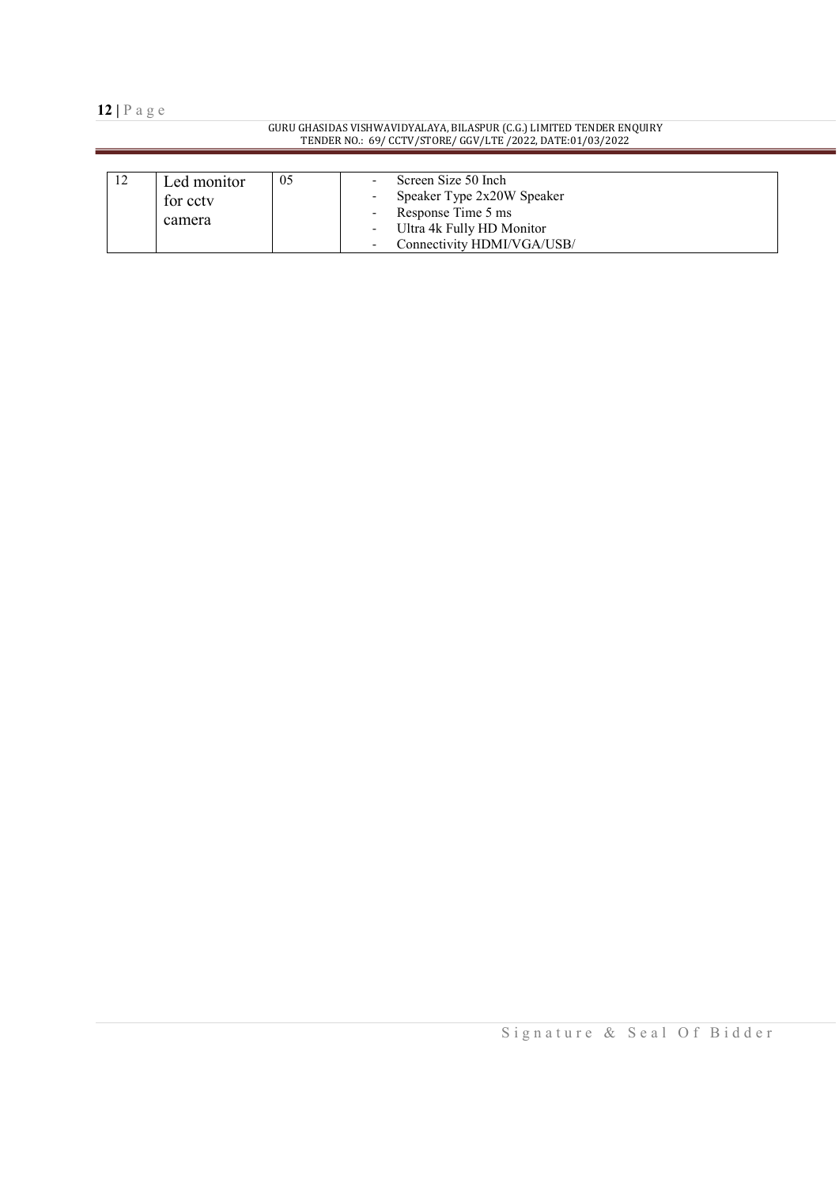| 12 | Led monitor for cctv camera | 05 | - Screen Size 50 Inch<br>- Speaker Type 2x20W Speaker<br>- Response Time 5 ms<br>- Ultra 4k Fully HD Monitor<br>- Connectivity HDMI/VGA/USB/ |
|---|---|---|---|

Signature & Seal Of Bidder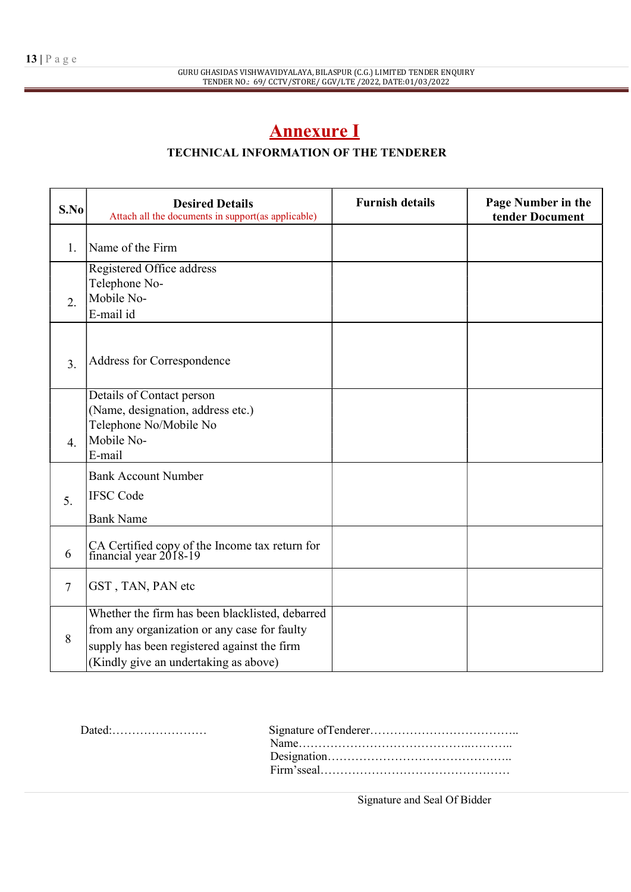# Annexure I

## TECHNICAL INFORMATION OF THE TENDERER

| S.No | Desired Details<br>Attach all the documents in support(as applicable) | Furnish details | Page Number in the tender Document |
|---|---|---|---|
| 1. | Name of the Firm | | |
| 2. | Registered Office address<br>Telephone No-<br>Mobile No-<br>E-mail id | | |
| 3. | Address for Correspondence | | |
| 4. | Details of Contact person<br>(Name, designation, address etc.)<br>Telephone No/Mobile No<br>Mobile No-<br>E-mail | | |
| 5. | Bank Account Number<br>IFSC Code<br>Bank Name | | |
| 6 | CA Certified copy of the Income tax return for financial year 2018-19 | | |
| 7 | GST , TAN, PAN etc | | |
| 8 | Whether the firm has been blacklisted, debarred from any organization or any case for faulty supply has been registered against the firm (Kindly give an undertaking as above) | | |

Dated:……………………

Signature ofTenderer………………………………..
Name………………………………………..………..
Designation………………………………………..
Firm'sseal…………………………………………

Signature and Seal Of Bidder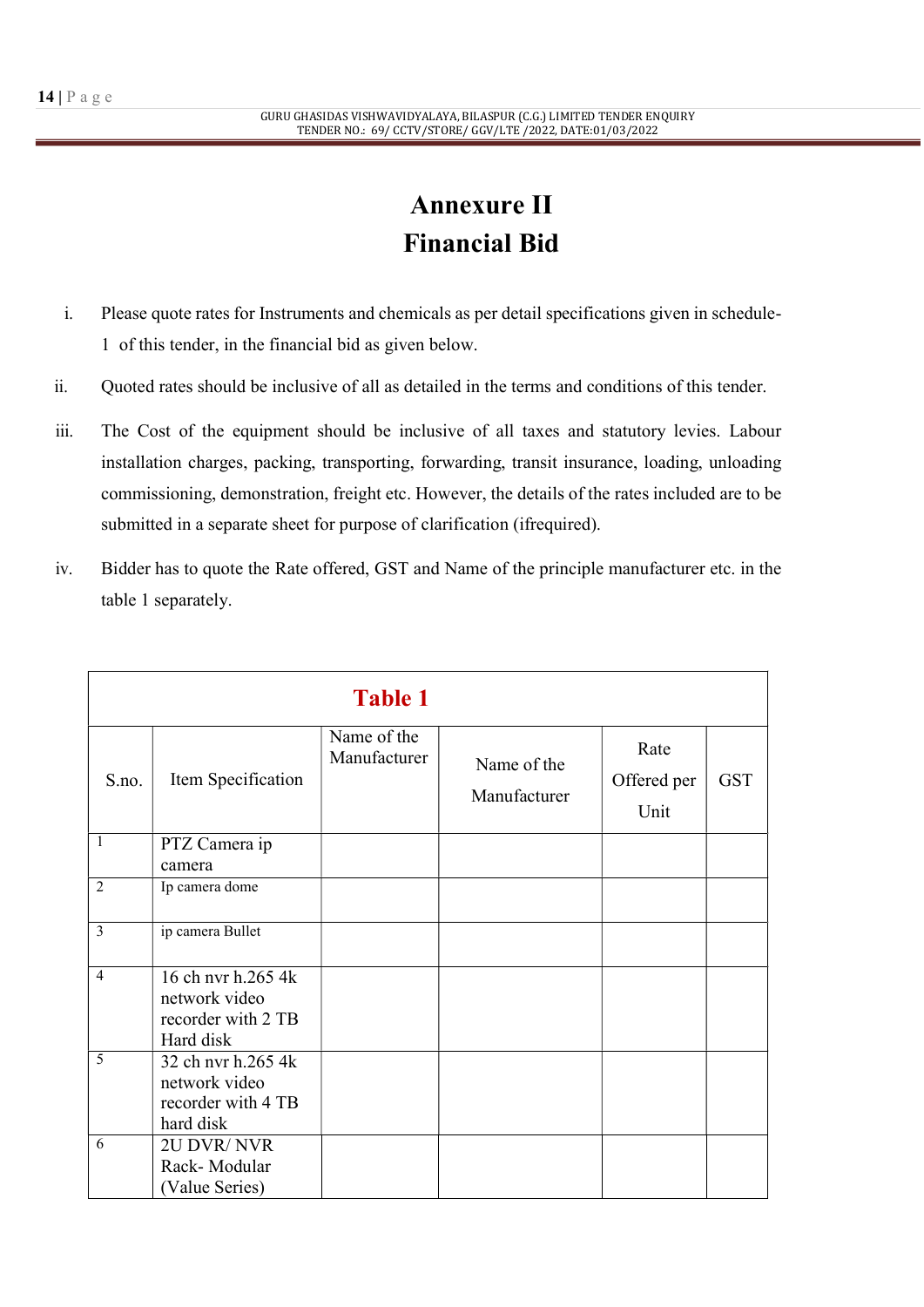# Annexure II
# Financial Bid

i. Please quote rates for Instruments and chemicals as per detail specifications given in schedule-1 of this tender, in the financial bid as given below.

ii. Quoted rates should be inclusive of all as detailed in the terms and conditions of this tender.

iii. The Cost of the equipment should be inclusive of all taxes and statutory levies. Labour installation charges, packing, transporting, forwarding, transit insurance, loading, unloading commissioning, demonstration, freight etc. However, the details of the rates included are to be submitted in a separate sheet for purpose of clarification (ifrequired).

iv. Bidder has to quote the Rate offered, GST and Name of the principle manufacturer etc. in the table 1 separately.

**Table 1**

| S.no. | Item Specification | Name of the Manufacturer | Name of the Manufacturer | Rate Offered per Unit | GST |
|---|---|---|---|---|---|
| 1 | PTZ Camera ip camera | | | | |
| 2 | Ip camera dome | | | | |
| 3 | ip camera Bullet | | | | |
| 4 | 16 ch nvr h.265 4k network video recorder with 2 TB Hard disk | | | | |
| 5 | 32 ch nvr h.265 4k network video recorder with 4 TB hard disk | | | | |
| 6 | 2U DVR/ NVR Rack- Modular (Value Series) | | | | |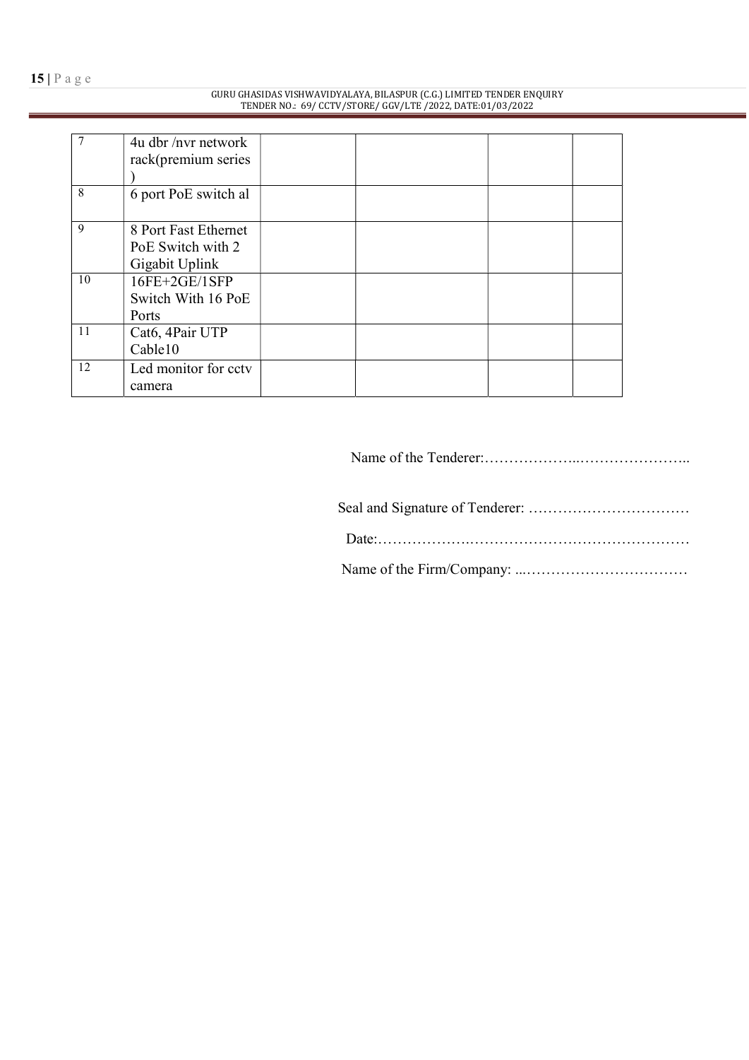| | | | | | |
|---|---|---|---|---|---|
| 7 | 4u dbr /nvr network rack(premium series ) | | | | |
| 8 | 6 port PoE switch al | | | | |
| 9 | 8 Port Fast Ethernet PoE Switch with 2 Gigabit Uplink | | | | |
| 10 | 16FE+2GE/1SFP Switch With 16 PoE Ports | | | | |
| 11 | Cat6, 4Pair UTP Cable10 | | | | |
| 12 | Led monitor for cctv camera | | | | |

Name of the Tenderer:………………...…………………..

Seal and Signature of Tenderer: ……………………………

Date:…………………………………………………………

Name of the Firm/Company: ...……………………………